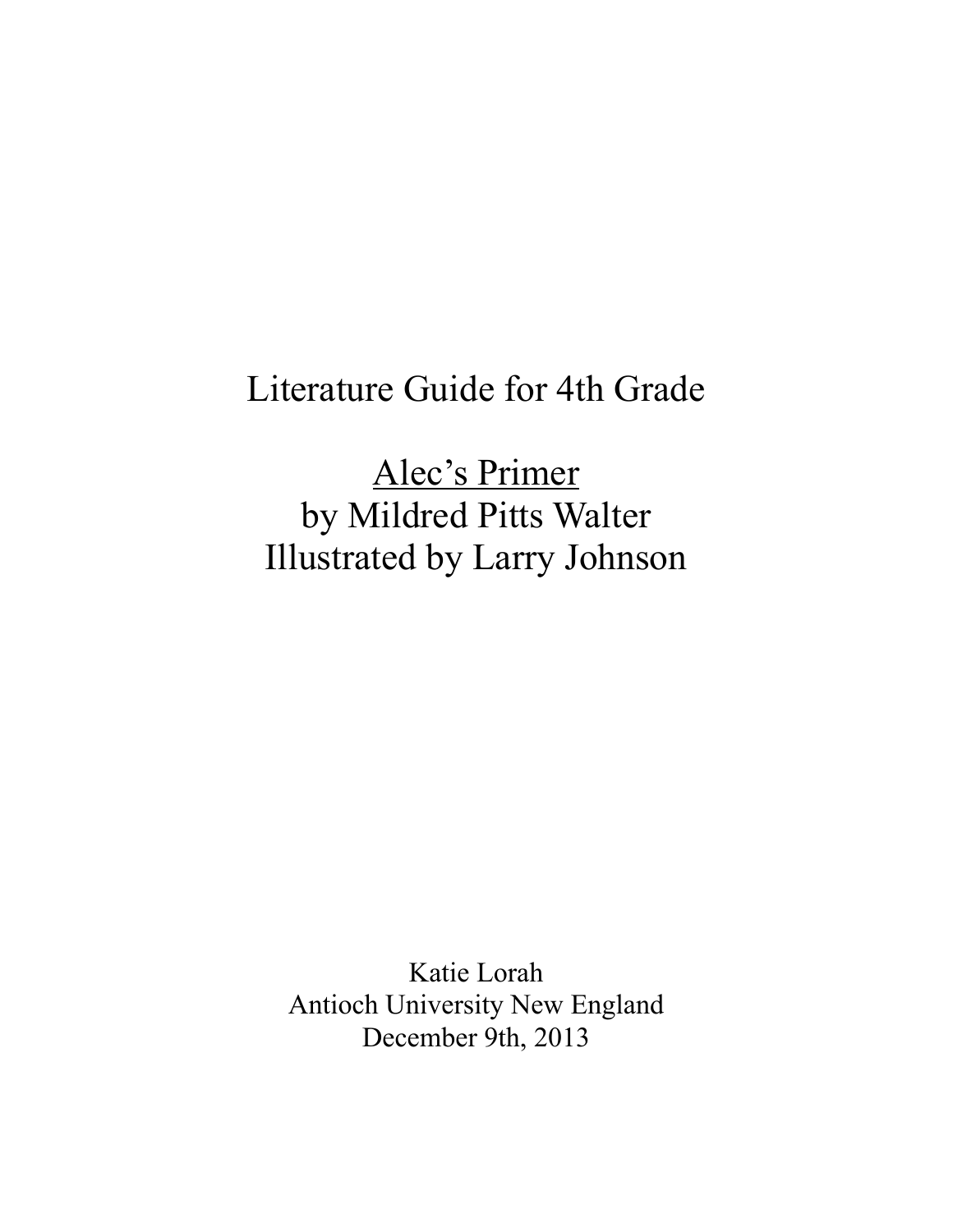# Literature Guide for 4th Grade

<u>Alec's Primer</u>
by Mildred Pitts Walter
Illustrated by Larry Johnson

Katie Lorah
Antioch University New England
December 9th, 2013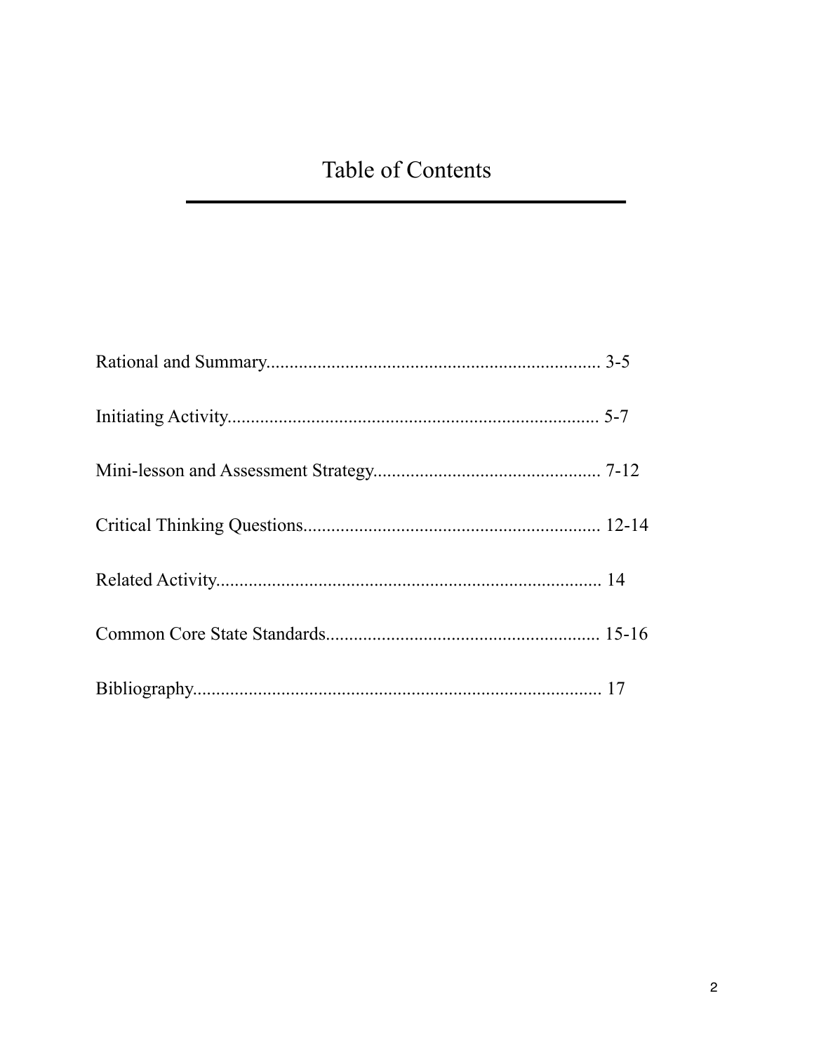# Table of Contents

Rational and Summary........................................................................ 3-5

Initiating Activity............................................................................... 5-7

Mini-lesson and Assessment Strategy................................................. 7-12

Critical Thinking Questions................................................................ 12-14

Related Activity.................................................................................. 14

Common Core State Standards........................................................... 15-16

Bibliography........................................................................................ 17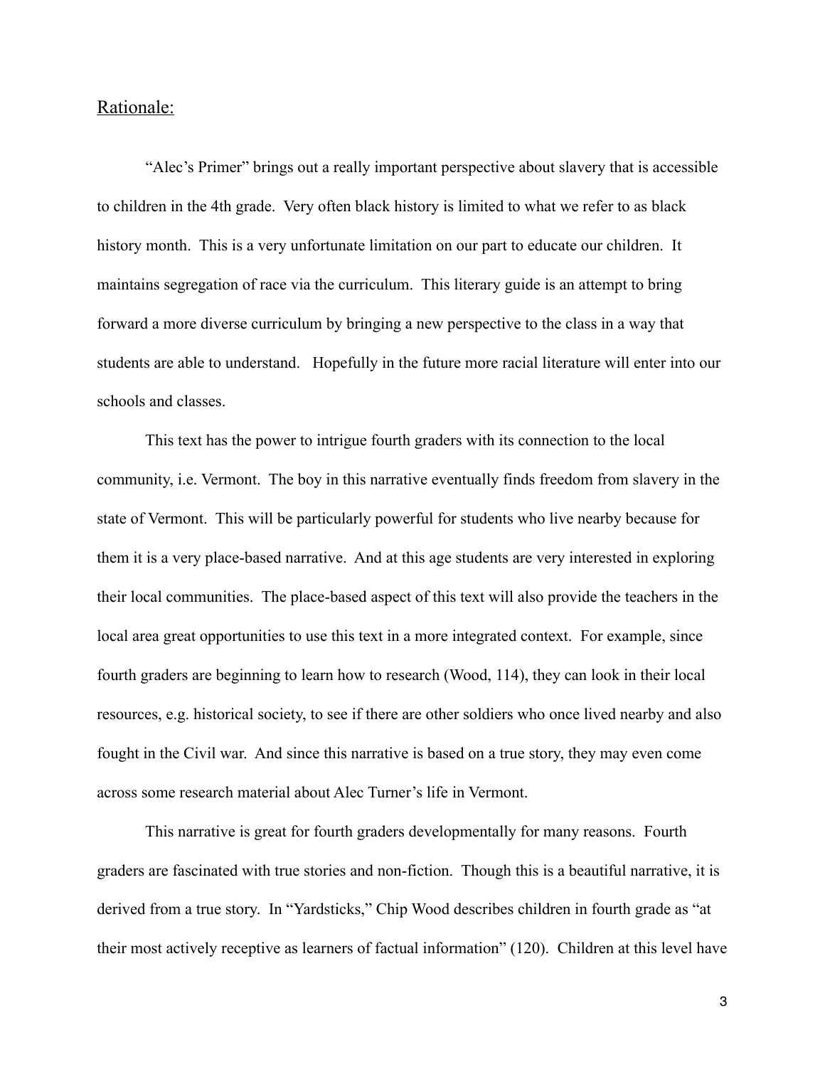Rationale:

"Alec's Primer" brings out a really important perspective about slavery that is accessible to children in the 4th grade. Very often black history is limited to what we refer to as black history month. This is a very unfortunate limitation on our part to educate our children. It maintains segregation of race via the curriculum. This literary guide is an attempt to bring forward a more diverse curriculum by bringing a new perspective to the class in a way that students are able to understand. Hopefully in the future more racial literature will enter into our schools and classes.

This text has the power to intrigue fourth graders with its connection to the local community, i.e. Vermont. The boy in this narrative eventually finds freedom from slavery in the state of Vermont. This will be particularly powerful for students who live nearby because for them it is a very place-based narrative. And at this age students are very interested in exploring their local communities. The place-based aspect of this text will also provide the teachers in the local area great opportunities to use this text in a more integrated context. For example, since fourth graders are beginning to learn how to research (Wood, 114), they can look in their local resources, e.g. historical society, to see if there are other soldiers who once lived nearby and also fought in the Civil war. And since this narrative is based on a true story, they may even come across some research material about Alec Turner's life in Vermont.

This narrative is great for fourth graders developmentally for many reasons. Fourth graders are fascinated with true stories and non-fiction. Though this is a beautiful narrative, it is derived from a true story. In "Yardsticks," Chip Wood describes children in fourth grade as "at their most actively receptive as learners of factual information" (120). Children at this level have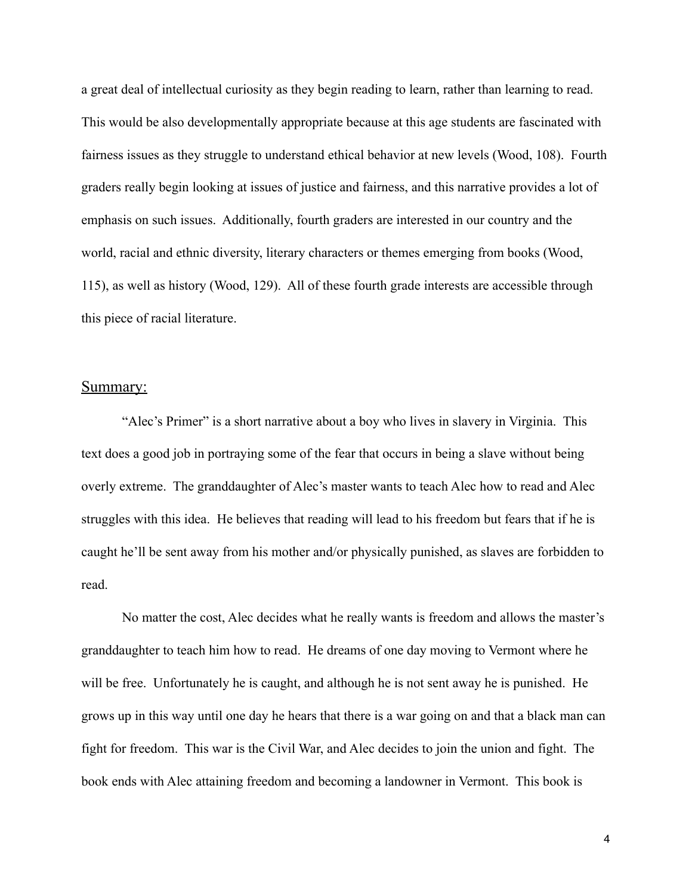a great deal of intellectual curiosity as they begin reading to learn, rather than learning to read. This would be also developmentally appropriate because at this age students are fascinated with fairness issues as they struggle to understand ethical behavior at new levels (Wood, 108). Fourth graders really begin looking at issues of justice and fairness, and this narrative provides a lot of emphasis on such issues. Additionally, fourth graders are interested in our country and the world, racial and ethnic diversity, literary characters or themes emerging from books (Wood, 115), as well as history (Wood, 129). All of these fourth grade interests are accessible through this piece of racial literature.

## Summary:

"Alec's Primer" is a short narrative about a boy who lives in slavery in Virginia. This text does a good job in portraying some of the fear that occurs in being a slave without being overly extreme. The granddaughter of Alec's master wants to teach Alec how to read and Alec struggles with this idea. He believes that reading will lead to his freedom but fears that if he is caught he'll be sent away from his mother and/or physically punished, as slaves are forbidden to read.

No matter the cost, Alec decides what he really wants is freedom and allows the master's granddaughter to teach him how to read. He dreams of one day moving to Vermont where he will be free. Unfortunately he is caught, and although he is not sent away he is punished. He grows up in this way until one day he hears that there is a war going on and that a black man can fight for freedom. This war is the Civil War, and Alec decides to join the union and fight. The book ends with Alec attaining freedom and becoming a landowner in Vermont. This book is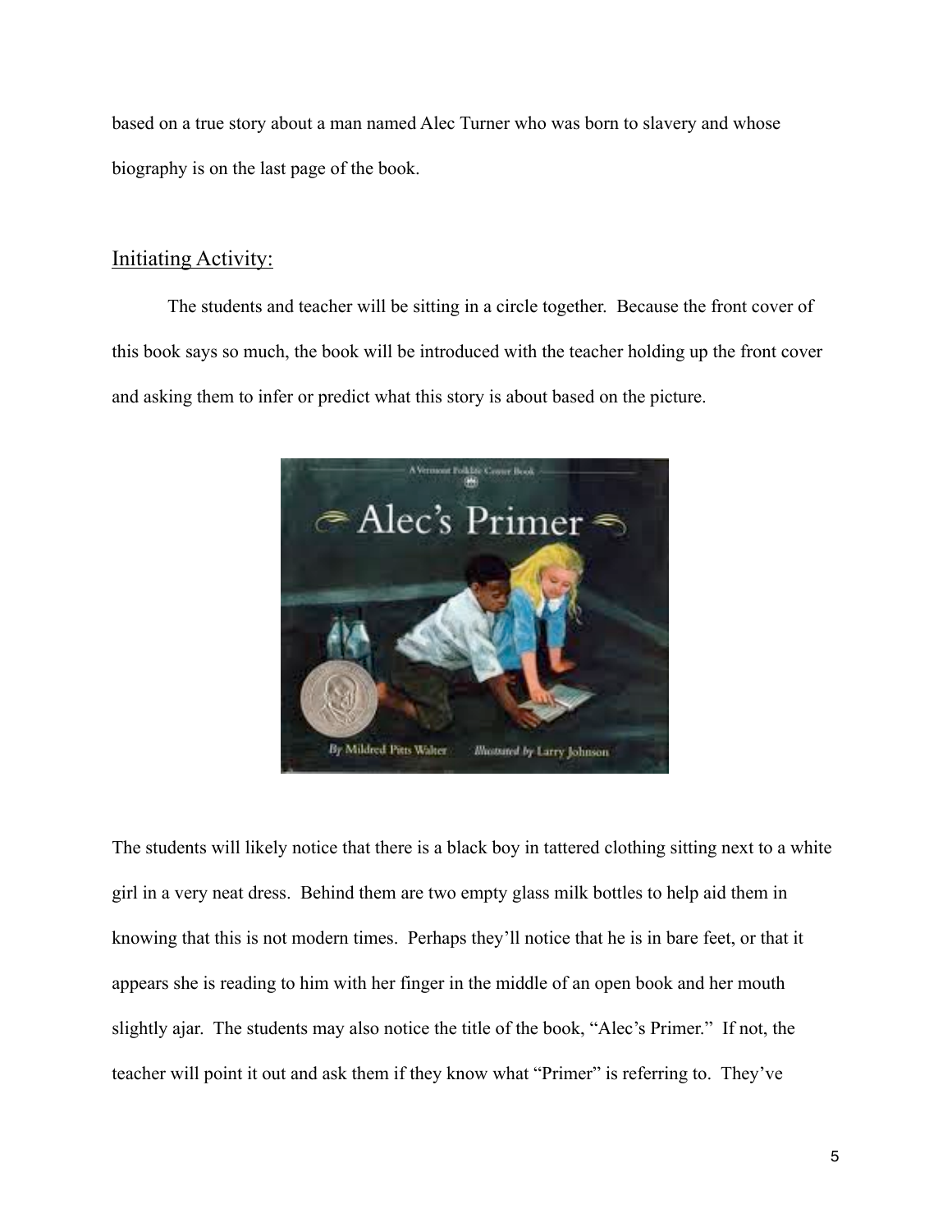based on a true story about a man named Alec Turner who was born to slavery and whose biography is on the last page of the book.

## Initiating Activity:

The students and teacher will be sitting in a circle together. Because the front cover of this book says so much, the book will be introduced with the teacher holding up the front cover and asking them to infer or predict what this story is about based on the picture.

The students will likely notice that there is a black boy in tattered clothing sitting next to a white girl in a very neat dress. Behind them are two empty glass milk bottles to help aid them in knowing that this is not modern times. Perhaps they'll notice that he is in bare feet, or that it appears she is reading to him with her finger in the middle of an open book and her mouth slightly ajar. The students may also notice the title of the book, "Alec's Primer." If not, the teacher will point it out and ask them if they know what "Primer" is referring to. They've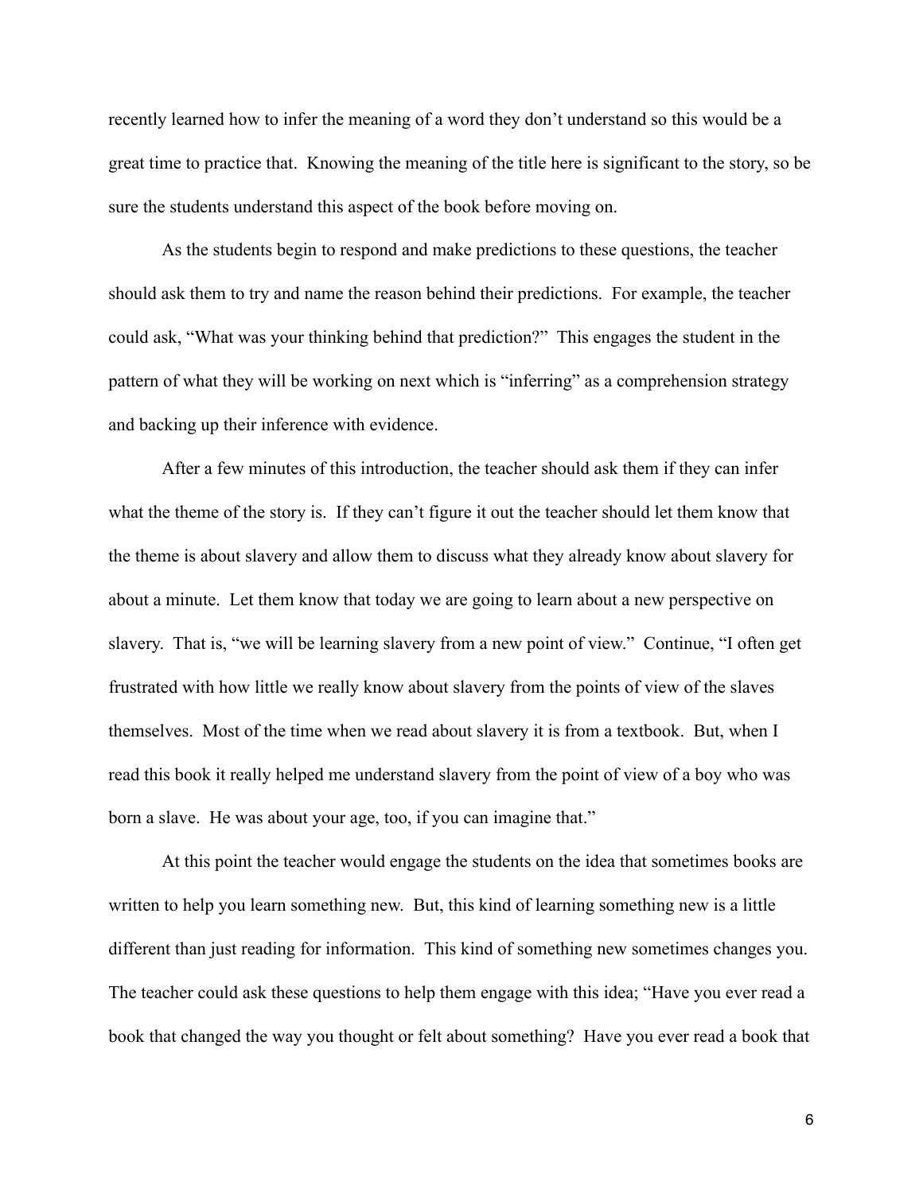recently learned how to infer the meaning of a word they don't understand so this would be a great time to practice that.  Knowing the meaning of the title here is significant to the story, so be sure the students understand this aspect of the book before moving on.

As the students begin to respond and make predictions to these questions, the teacher should ask them to try and name the reason behind their predictions.  For example, the teacher could ask, "What was your thinking behind that prediction?"  This engages the student in the pattern of what they will be working on next which is "inferring" as a comprehension strategy and backing up their inference with evidence.

After a few minutes of this introduction, the teacher should ask them if they can infer what the theme of the story is.  If they can't figure it out the teacher should let them know that the theme is about slavery and allow them to discuss what they already know about slavery for about a minute.  Let them know that today we are going to learn about a new perspective on slavery.  That is, "we will be learning slavery from a new point of view."  Continue, "I often get frustrated with how little we really know about slavery from the points of view of the slaves themselves.  Most of the time when we read about slavery it is from a textbook.  But, when I read this book it really helped me understand slavery from the point of view of a boy who was born a slave.  He was about your age, too, if you can imagine that."

At this point the teacher would engage the students on the idea that sometimes books are written to help you learn something new.  But, this kind of learning something new is a little different than just reading for information.  This kind of something new sometimes changes you. The teacher could ask these questions to help them engage with this idea; "Have you ever read a book that changed the way you thought or felt about something?  Have you ever read a book that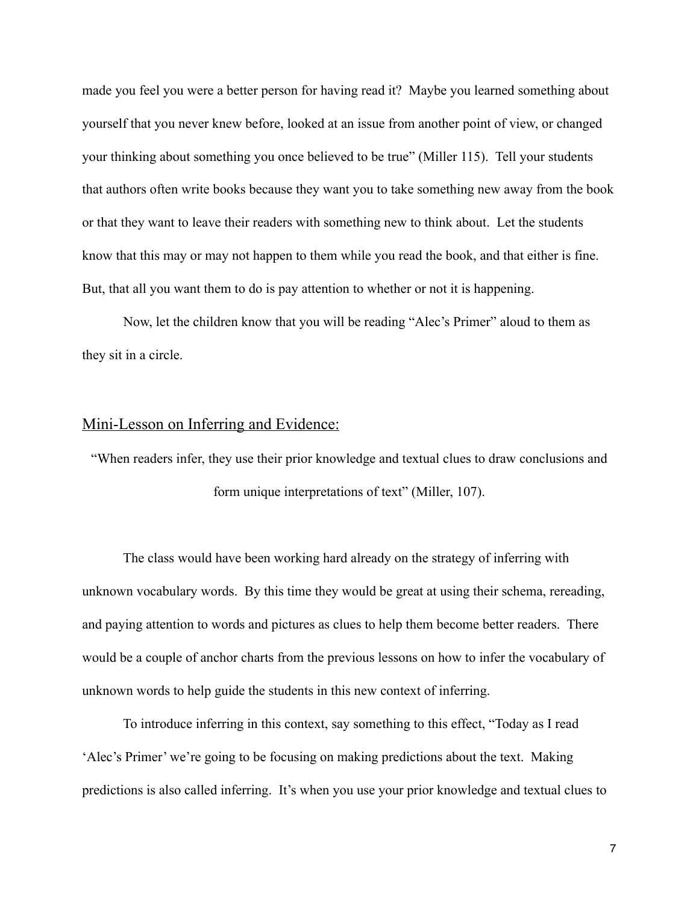made you feel you were a better person for having read it? Maybe you learned something about yourself that you never knew before, looked at an issue from another point of view, or changed your thinking about something you once believed to be true" (Miller 115). Tell your students that authors often write books because they want you to take something new away from the book or that they want to leave their readers with something new to think about. Let the students know that this may or may not happen to them while you read the book, and that either is fine. But, that all you want them to do is pay attention to whether or not it is happening.

Now, let the children know that you will be reading "Alec's Primer" aloud to them as they sit in a circle.

## <u>Mini-Lesson on Inferring and Evidence:</u>

"When readers infer, they use their prior knowledge and textual clues to draw conclusions and form unique interpretations of text" (Miller, 107).

The class would have been working hard already on the strategy of inferring with unknown vocabulary words. By this time they would be great at using their schema, rereading, and paying attention to words and pictures as clues to help them become better readers. There would be a couple of anchor charts from the previous lessons on how to infer the vocabulary of unknown words to help guide the students in this new context of inferring.

To introduce inferring in this context, say something to this effect, "Today as I read 'Alec's Primer' we're going to be focusing on making predictions about the text. Making predictions is also called inferring. It's when you use your prior knowledge and textual clues to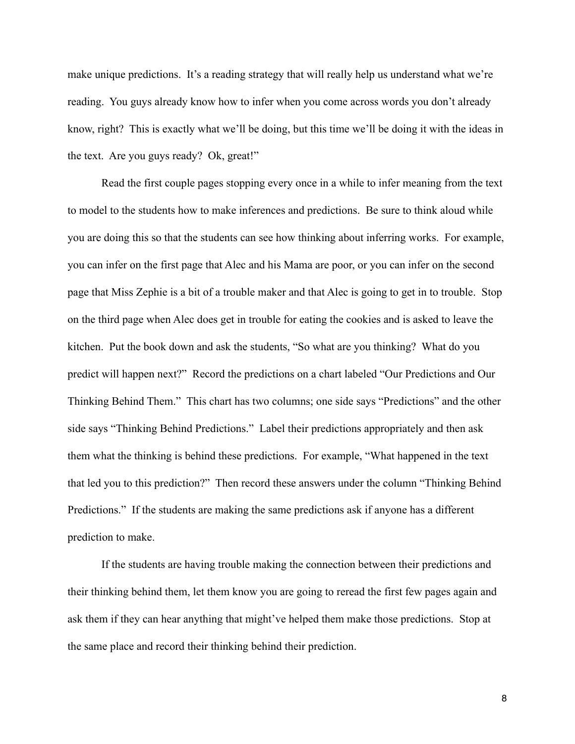make unique predictions. It's a reading strategy that will really help us understand what we're reading. You guys already know how to infer when you come across words you don't already know, right? This is exactly what we'll be doing, but this time we'll be doing it with the ideas in the text. Are you guys ready? Ok, great!"

Read the first couple pages stopping every once in a while to infer meaning from the text to model to the students how to make inferences and predictions. Be sure to think aloud while you are doing this so that the students can see how thinking about inferring works. For example, you can infer on the first page that Alec and his Mama are poor, or you can infer on the second page that Miss Zephie is a bit of a trouble maker and that Alec is going to get in to trouble. Stop on the third page when Alec does get in trouble for eating the cookies and is asked to leave the kitchen. Put the book down and ask the students, "So what are you thinking? What do you predict will happen next?" Record the predictions on a chart labeled "Our Predictions and Our Thinking Behind Them." This chart has two columns; one side says "Predictions" and the other side says "Thinking Behind Predictions." Label their predictions appropriately and then ask them what the thinking is behind these predictions. For example, "What happened in the text that led you to this prediction?" Then record these answers under the column "Thinking Behind Predictions." If the students are making the same predictions ask if anyone has a different prediction to make.

If the students are having trouble making the connection between their predictions and their thinking behind them, let them know you are going to reread the first few pages again and ask them if they can hear anything that might've helped them make those predictions. Stop at the same place and record their thinking behind their prediction.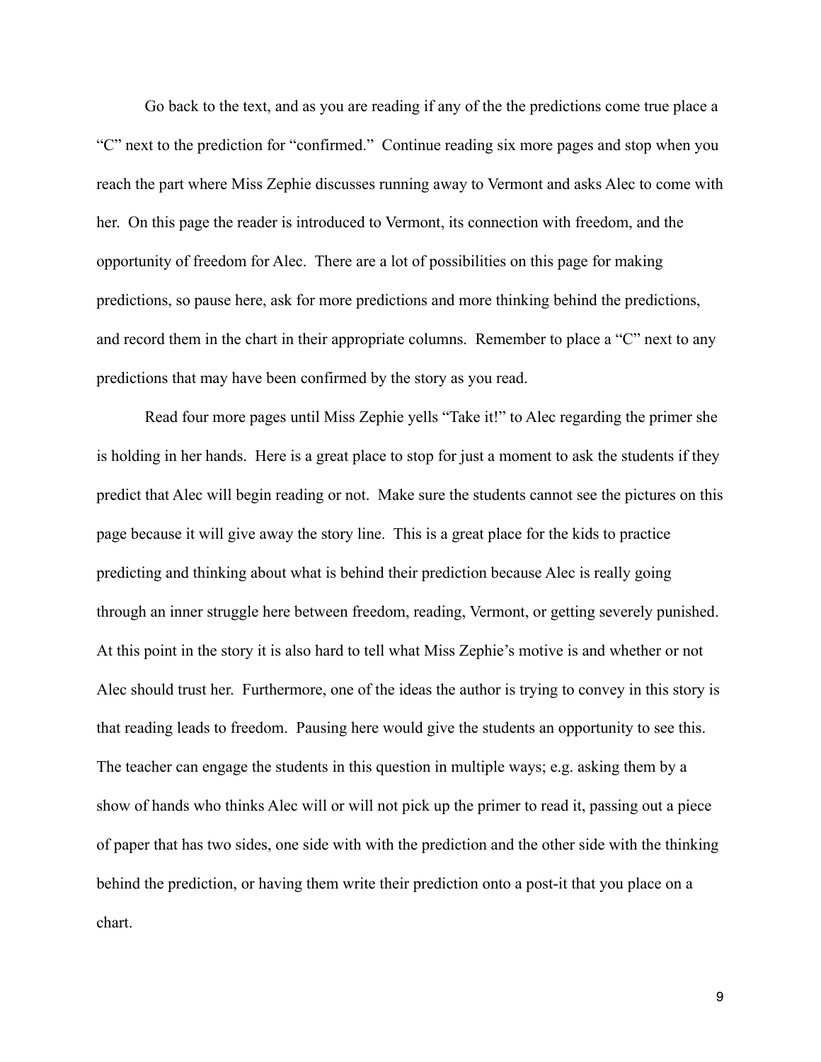Go back to the text, and as you are reading if any of the the predictions come true place a "C" next to the prediction for "confirmed." Continue reading six more pages and stop when you reach the part where Miss Zephie discusses running away to Vermont and asks Alec to come with her. On this page the reader is introduced to Vermont, its connection with freedom, and the opportunity of freedom for Alec. There are a lot of possibilities on this page for making predictions, so pause here, ask for more predictions and more thinking behind the predictions, and record them in the chart in their appropriate columns. Remember to place a "C" next to any predictions that may have been confirmed by the story as you read.

Read four more pages until Miss Zephie yells "Take it!" to Alec regarding the primer she is holding in her hands. Here is a great place to stop for just a moment to ask the students if they predict that Alec will begin reading or not. Make sure the students cannot see the pictures on this page because it will give away the story line. This is a great place for the kids to practice predicting and thinking about what is behind their prediction because Alec is really going through an inner struggle here between freedom, reading, Vermont, or getting severely punished. At this point in the story it is also hard to tell what Miss Zephie's motive is and whether or not Alec should trust her. Furthermore, one of the ideas the author is trying to convey in this story is that reading leads to freedom. Pausing here would give the students an opportunity to see this. The teacher can engage the students in this question in multiple ways; e.g. asking them by a show of hands who thinks Alec will or will not pick up the primer to read it, passing out a piece of paper that has two sides, one side with with the prediction and the other side with the thinking behind the prediction, or having them write their prediction onto a post-it that you place on a chart.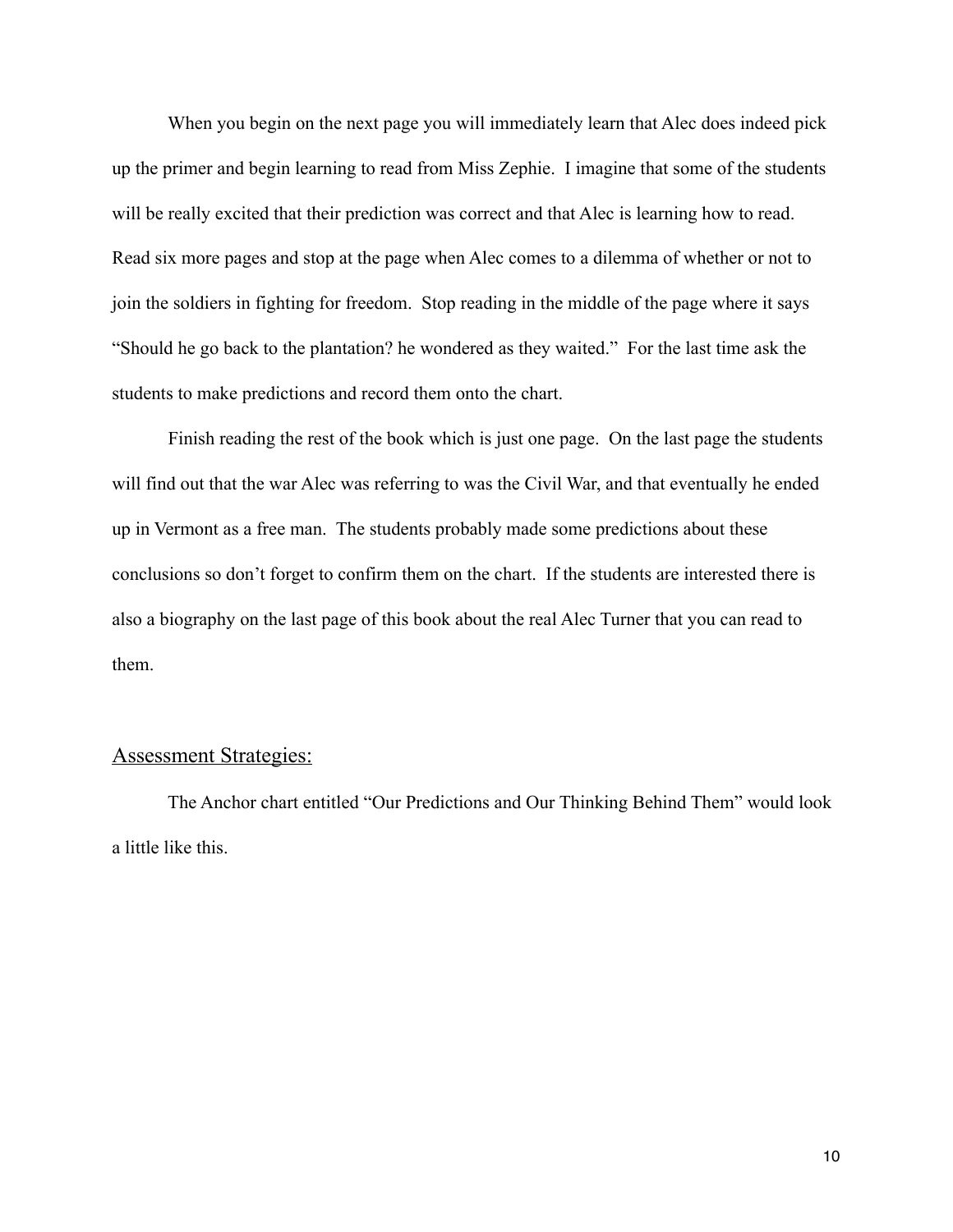When you begin on the next page you will immediately learn that Alec does indeed pick up the primer and begin learning to read from Miss Zephie. I imagine that some of the students will be really excited that their prediction was correct and that Alec is learning how to read. Read six more pages and stop at the page when Alec comes to a dilemma of whether or not to join the soldiers in fighting for freedom. Stop reading in the middle of the page where it says "Should he go back to the plantation? he wondered as they waited." For the last time ask the students to make predictions and record them onto the chart.

Finish reading the rest of the book which is just one page. On the last page the students will find out that the war Alec was referring to was the Civil War, and that eventually he ended up in Vermont as a free man. The students probably made some predictions about these conclusions so don't forget to confirm them on the chart. If the students are interested there is also a biography on the last page of this book about the real Alec Turner that you can read to them.

## Assessment Strategies:

The Anchor chart entitled "Our Predictions and Our Thinking Behind Them" would look a little like this.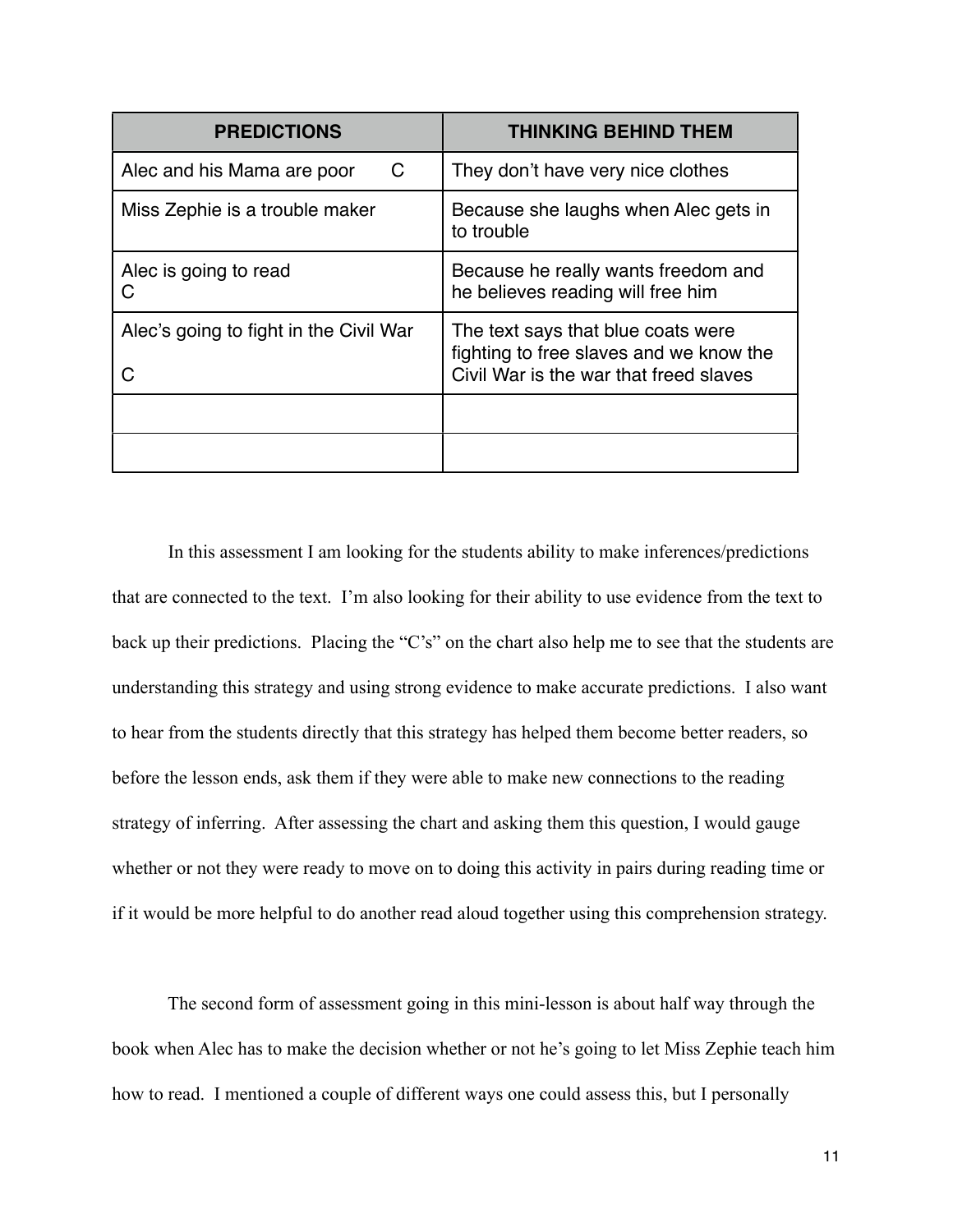| PREDICTIONS | THINKING BEHIND THEM |
| --- | --- |
| Alec and his Mama are poor C | They don't have very nice clothes |
| Miss Zephie is a trouble maker | Because she laughs when Alec gets in to trouble |
| Alec is going to read C | Because he really wants freedom and he believes reading will free him |
| Alec's going to fight in the Civil War C | The text says that blue coats were fighting to free slaves and we know the Civil War is the war that freed slaves |
| | |
| | |

In this assessment I am looking for the students ability to make inferences/predictions that are connected to the text. I'm also looking for their ability to use evidence from the text to back up their predictions. Placing the "C's" on the chart also help me to see that the students are understanding this strategy and using strong evidence to make accurate predictions. I also want to hear from the students directly that this strategy has helped them become better readers, so before the lesson ends, ask them if they were able to make new connections to the reading strategy of inferring. After assessing the chart and asking them this question, I would gauge whether or not they were ready to move on to doing this activity in pairs during reading time or if it would be more helpful to do another read aloud together using this comprehension strategy.

The second form of assessment going in this mini-lesson is about half way through the book when Alec has to make the decision whether or not he's going to let Miss Zephie teach him how to read. I mentioned a couple of different ways one could assess this, but I personally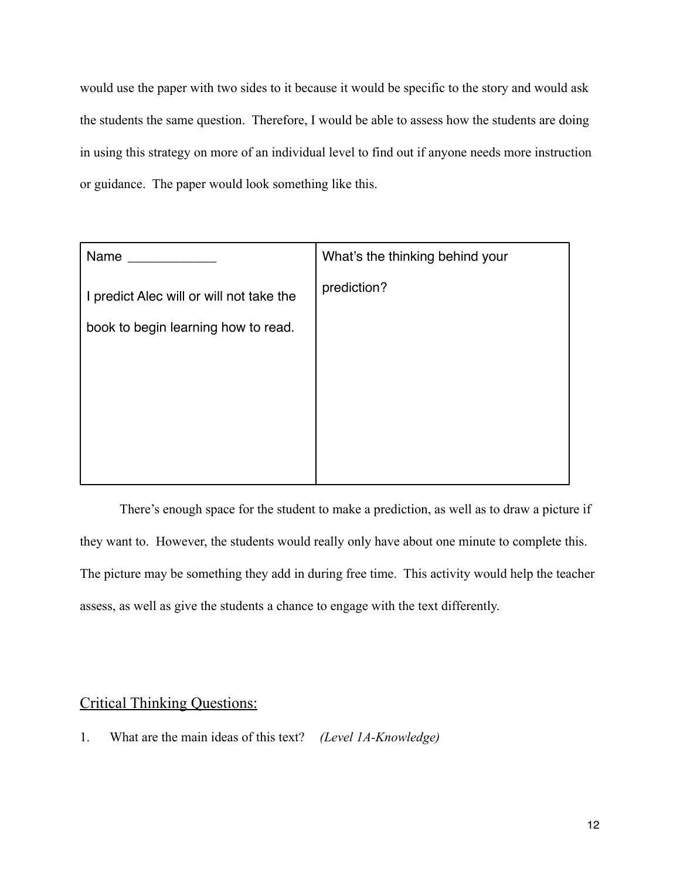would use the paper with two sides to it because it would be specific to the story and would ask the students the same question. Therefore, I would be able to assess how the students are doing in using this strategy on more of an individual level to find out if anyone needs more instruction or guidance. The paper would look something like this.

| Name ____________<br><br>I predict Alec will or will not take the book to begin learning how to read. | What's the thinking behind your prediction? |
|---|---|

There's enough space for the student to make a prediction, as well as to draw a picture if they want to. However, the students would really only have about one minute to complete this. The picture may be something they add in during free time. This activity would help the teacher assess, as well as give the students a chance to engage with the text differently.

## Critical Thinking Questions:

1. What are the main ideas of this text? *(Level 1A-Knowledge)*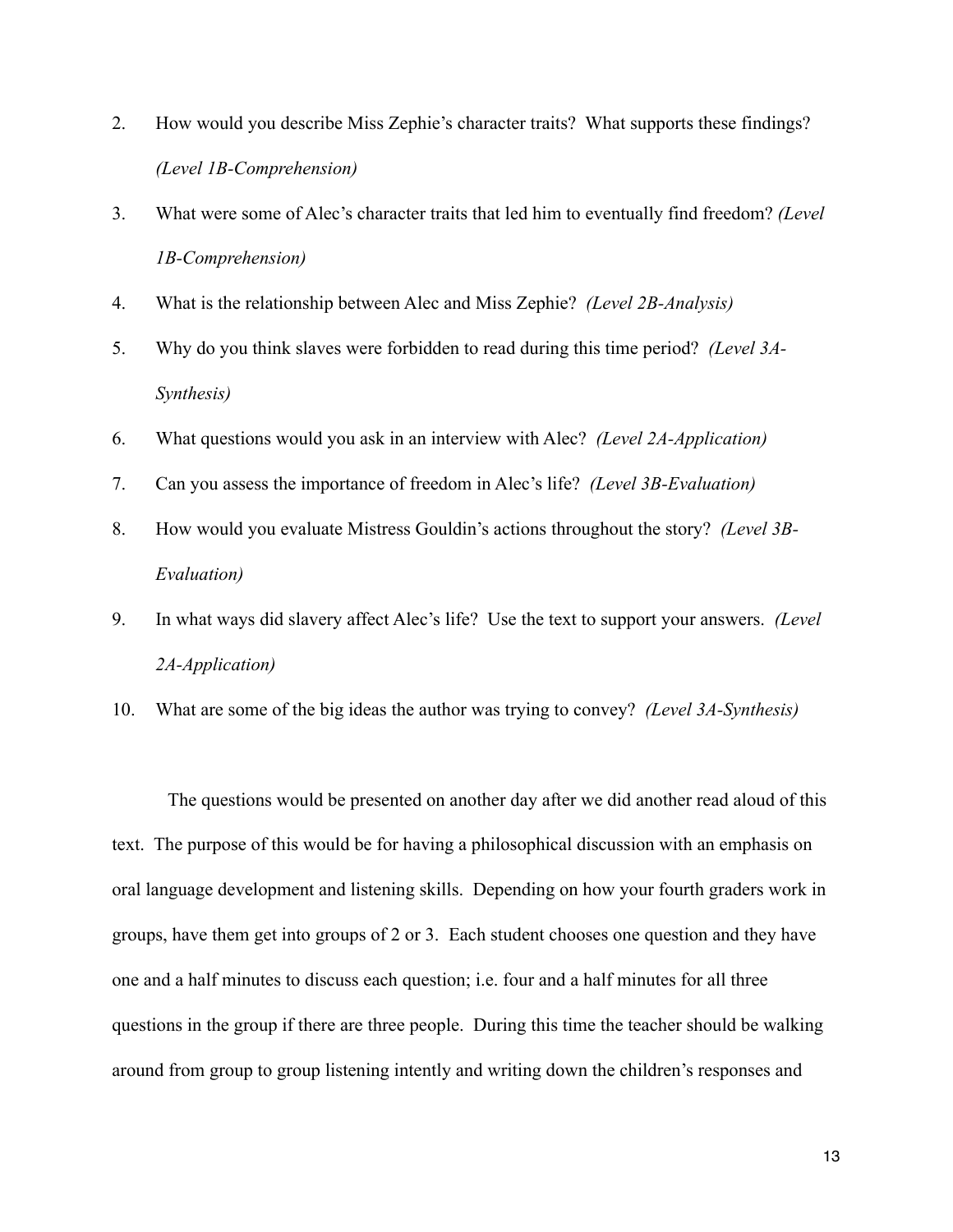2. How would you describe Miss Zephie's character traits? What supports these findings? *(Level 1B-Comprehension)*
3. What were some of Alec's character traits that led him to eventually find freedom? *(Level 1B-Comprehension)*
4. What is the relationship between Alec and Miss Zephie? *(Level 2B-Analysis)*
5. Why do you think slaves were forbidden to read during this time period? *(Level 3A-Synthesis)*
6. What questions would you ask in an interview with Alec? *(Level 2A-Application)*
7. Can you assess the importance of freedom in Alec's life? *(Level 3B-Evaluation)*
8. How would you evaluate Mistress Gouldin's actions throughout the story? *(Level 3B-Evaluation)*
9. In what ways did slavery affect Alec's life? Use the text to support your answers. *(Level 2A-Application)*
10. What are some of the big ideas the author was trying to convey? *(Level 3A-Synthesis)*

The questions would be presented on another day after we did another read aloud of this text. The purpose of this would be for having a philosophical discussion with an emphasis on oral language development and listening skills. Depending on how your fourth graders work in groups, have them get into groups of 2 or 3. Each student chooses one question and they have one and a half minutes to discuss each question; i.e. four and a half minutes for all three questions in the group if there are three people. During this time the teacher should be walking around from group to group listening intently and writing down the children's responses and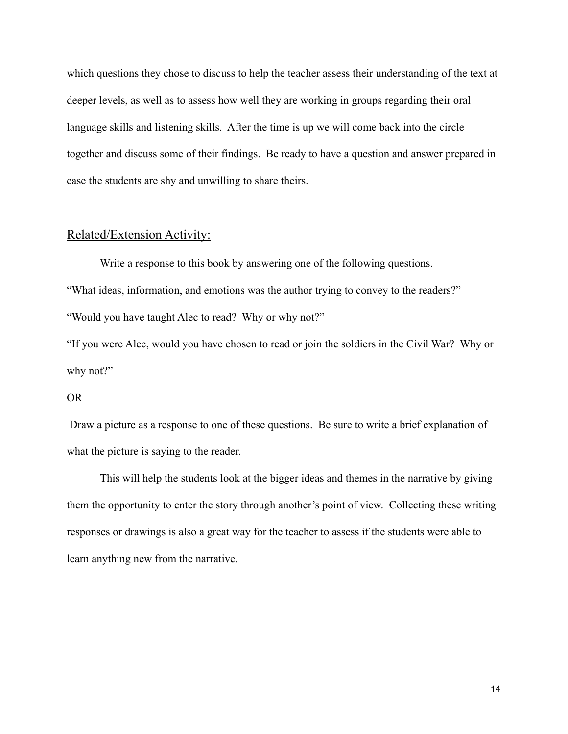which questions they chose to discuss to help the teacher assess their understanding of the text at deeper levels, as well as to assess how well they are working in groups regarding their oral language skills and listening skills. After the time is up we will come back into the circle together and discuss some of their findings. Be ready to have a question and answer prepared in case the students are shy and unwilling to share theirs.

## Related/Extension Activity:

Write a response to this book by answering one of the following questions.

"What ideas, information, and emotions was the author trying to convey to the readers?"

"Would you have taught Alec to read? Why or why not?"

"If you were Alec, would you have chosen to read or join the soldiers in the Civil War? Why or why not?"

OR

Draw a picture as a response to one of these questions. Be sure to write a brief explanation of what the picture is saying to the reader.

This will help the students look at the bigger ideas and themes in the narrative by giving them the opportunity to enter the story through another's point of view. Collecting these writing responses or drawings is also a great way for the teacher to assess if the students were able to learn anything new from the narrative.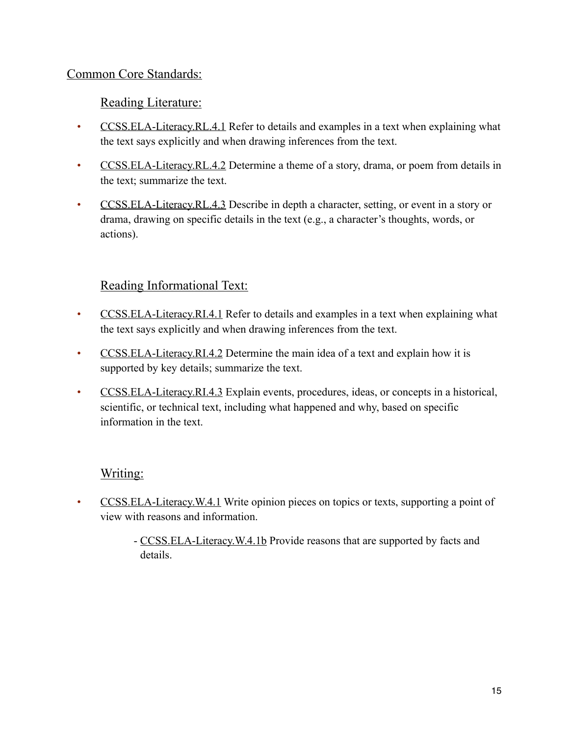## Common Core Standards:

### Reading Literature:

- CCSS.ELA-Literacy.RL.4.1 Refer to details and examples in a text when explaining what the text says explicitly and when drawing inferences from the text.
- CCSS.ELA-Literacy.RL.4.2 Determine a theme of a story, drama, or poem from details in the text; summarize the text.
- CCSS.ELA-Literacy.RL.4.3 Describe in depth a character, setting, or event in a story or drama, drawing on specific details in the text (e.g., a character's thoughts, words, or actions).

### Reading Informational Text:

- CCSS.ELA-Literacy.RI.4.1 Refer to details and examples in a text when explaining what the text says explicitly and when drawing inferences from the text.
- CCSS.ELA-Literacy.RI.4.2 Determine the main idea of a text and explain how it is supported by key details; summarize the text.
- CCSS.ELA-Literacy.RI.4.3 Explain events, procedures, ideas, or concepts in a historical, scientific, or technical text, including what happened and why, based on specific information in the text.

### Writing:

- CCSS.ELA-Literacy.W.4.1 Write opinion pieces on topics or texts, supporting a point of view with reasons and information.
    - CCSS.ELA-Literacy.W.4.1b Provide reasons that are supported by facts and details.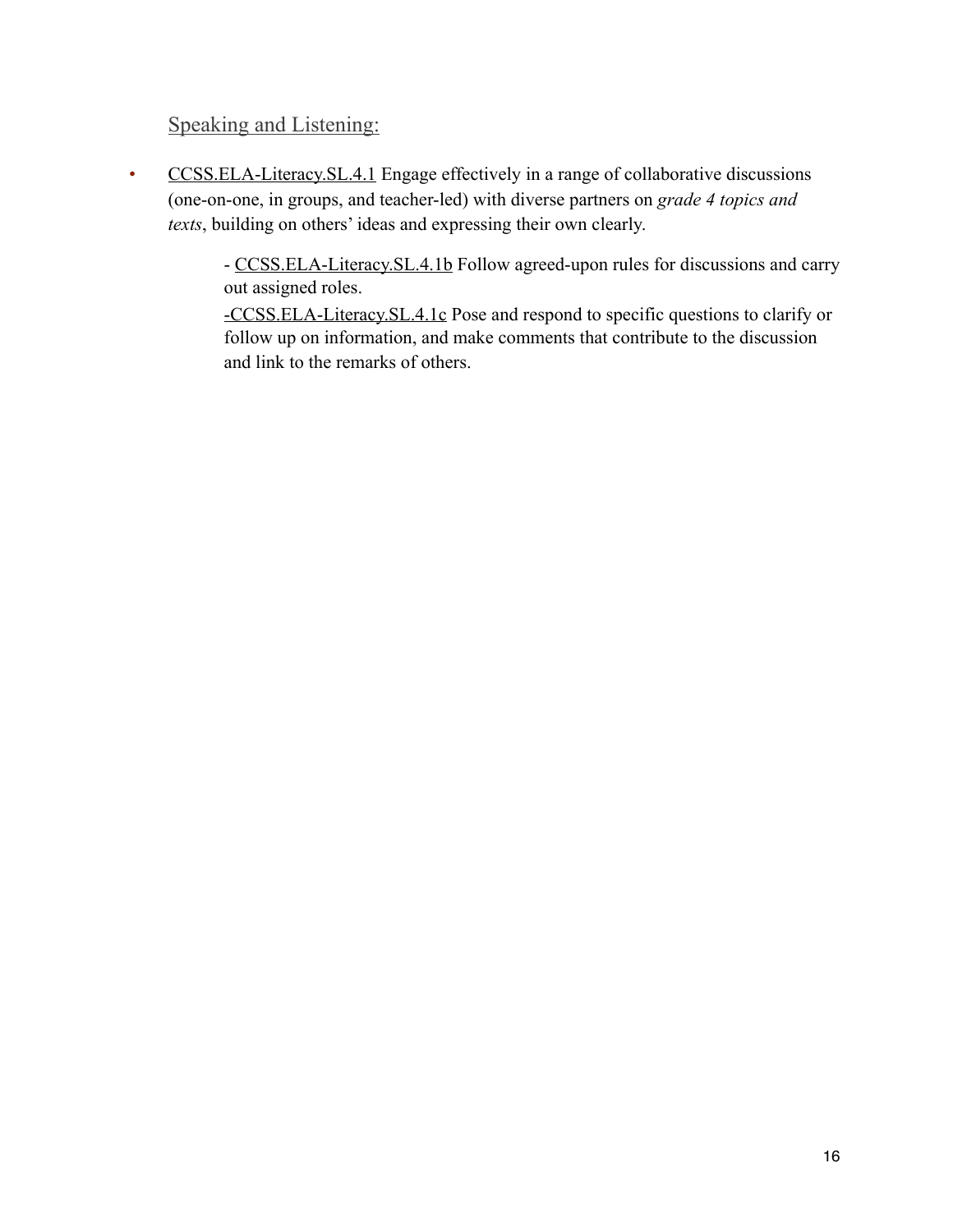## Speaking and Listening:

- CCSS.ELA-Literacy.SL.4.1 Engage effectively in a range of collaborative discussions (one-on-one, in groups, and teacher-led) with diverse partners on *grade 4 topics and texts*, building on others' ideas and expressing their own clearly.

  - CCSS.ELA-Literacy.SL.4.1b Follow agreed-upon rules for discussions and carry out assigned roles.

  -CCSS.ELA-Literacy.SL.4.1c Pose and respond to specific questions to clarify or follow up on information, and make comments that contribute to the discussion and link to the remarks of others.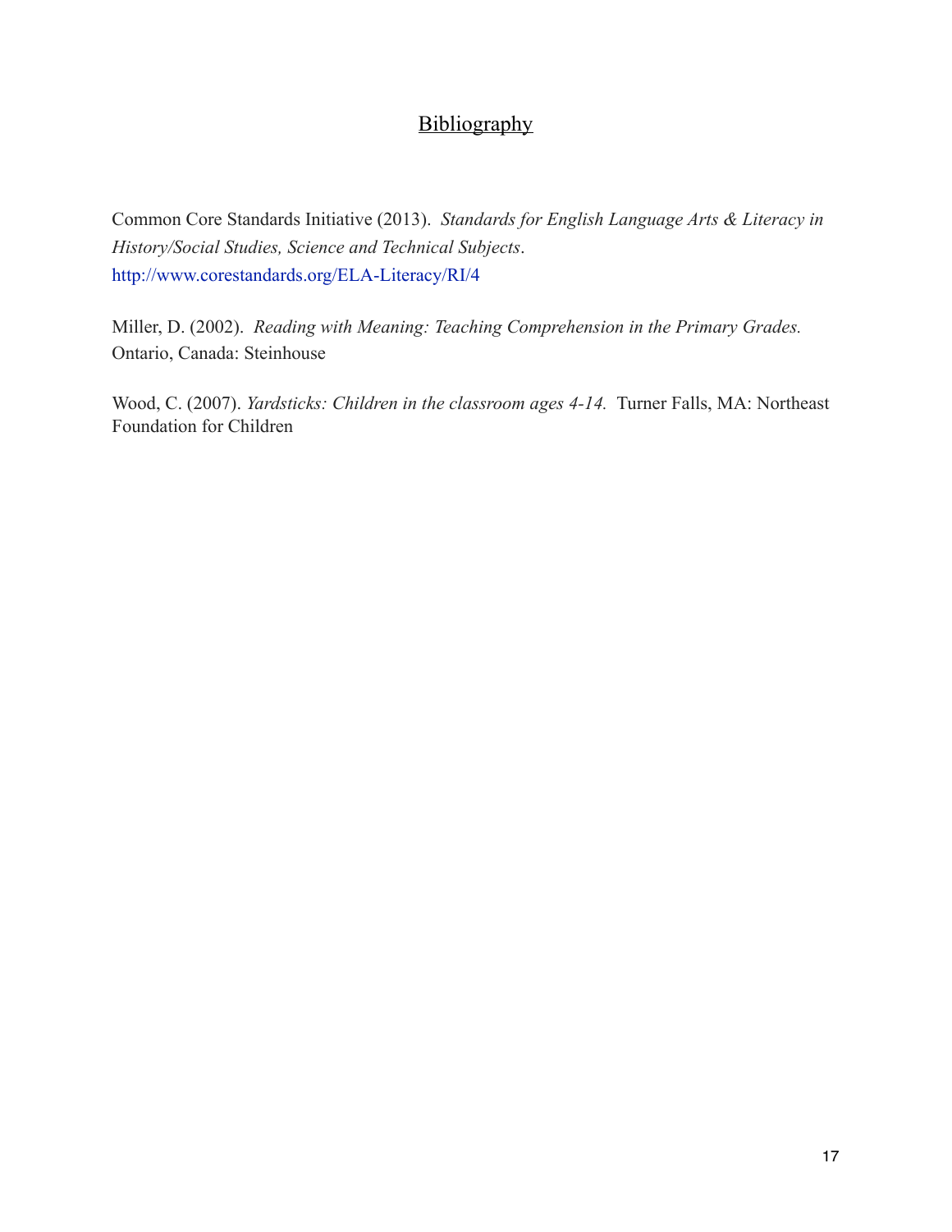# Bibliography

Common Core Standards Initiative (2013). *Standards for English Language Arts & Literacy in History/Social Studies, Science and Technical Subjects*. http://www.corestandards.org/ELA-Literacy/RI/4

Miller, D. (2002). *Reading with Meaning: Teaching Comprehension in the Primary Grades.* Ontario, Canada: Steinhouse

Wood, C. (2007). *Yardsticks: Children in the classroom ages 4-14.* Turner Falls, MA: Northeast Foundation for Children